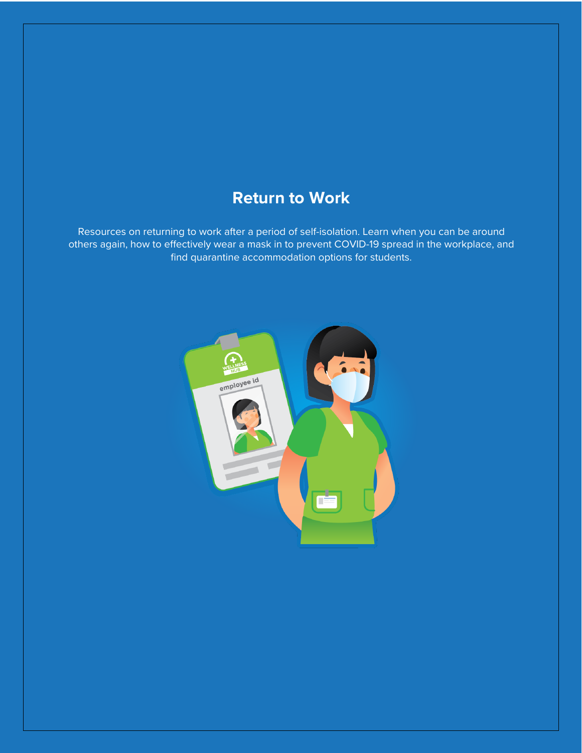# Return to Work

Resources on returning to work after a period of self-isolation. Learn when you can be around others again, how to effectively wear a mask in to prevent COVID-19 spread in the workplace, and find quarantine accommodation options for students.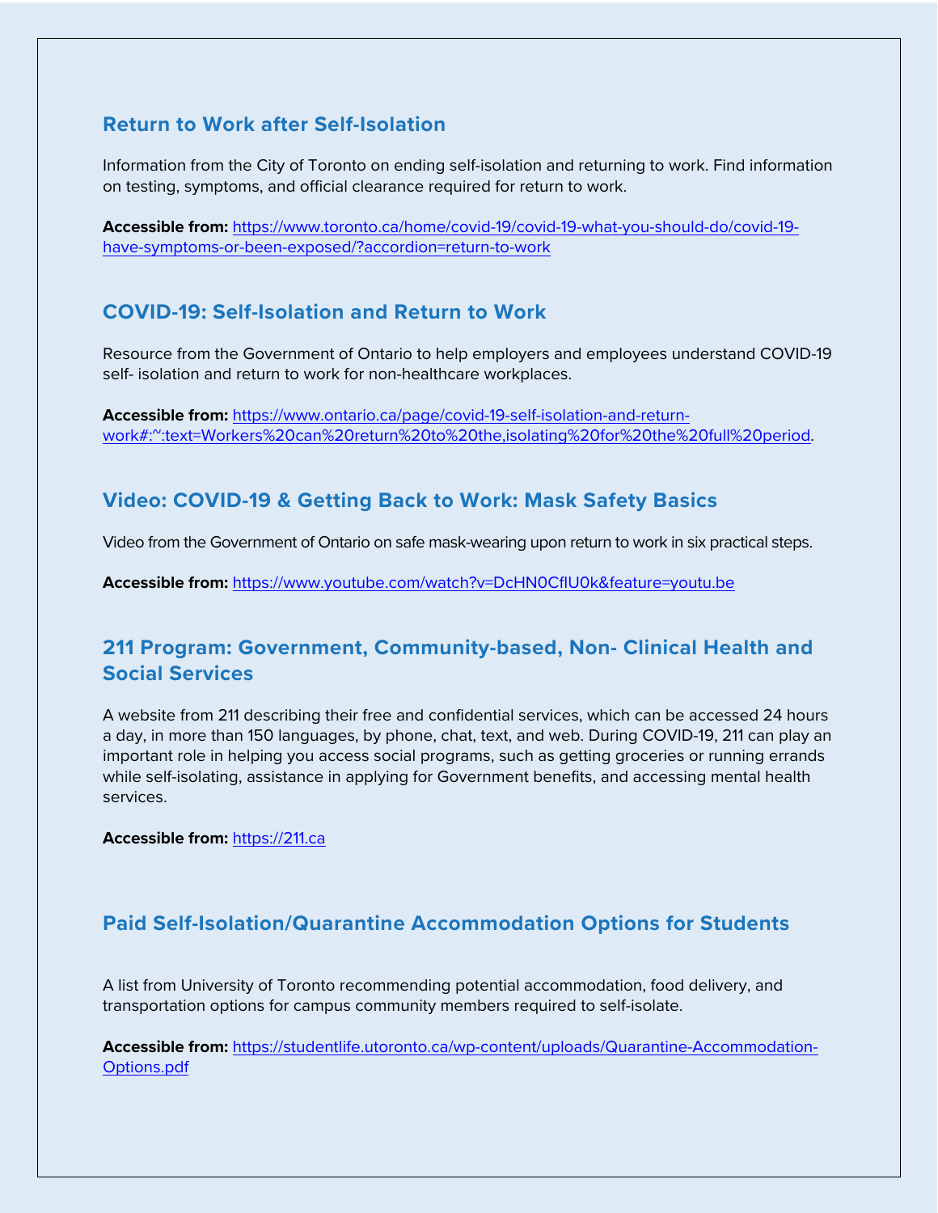## Return to Work after Self-Isolation

Information from the City of Toronto on ending self-isolation and returning to work. Find information on testing, symptoms, and official clearance required for return to work.

**Accessible from:** https://www.toronto.ca/home/covid-19/covid-19-what-you-should-do/covid-19-have-symptoms-or-been-exposed/?accordion=return-to-work

## COVID-19: Self-Isolation and Return to Work

Resource from the Government of Ontario to help employers and employees understand COVID-19 self- isolation and return to work for non-healthcare workplaces.

**Accessible from:** https://www.ontario.ca/page/covid-19-self-isolation-and-return-work#:~:text=Workers%20can%20return%20to%20the,isolating%20for%20the%20full%20period.

## Video: COVID-19 & Getting Back to Work: Mask Safety Basics

Video from the Government of Ontario on safe mask-wearing upon return to work in six practical steps.

**Accessible from:** https://www.youtube.com/watch?v=DcHN0CflU0k&feature=youtu.be

## 211 Program: Government, Community-based, Non- Clinical Health and Social Services

A website from 211 describing their free and confidential services, which can be accessed 24 hours a day, in more than 150 languages, by phone, chat, text, and web. During COVID-19, 211 can play an important role in helping you access social programs, such as getting groceries or running errands while self-isolating, assistance in applying for Government benefits, and accessing mental health services.

**Accessible from:** https://211.ca

## Paid Self-Isolation/Quarantine Accommodation Options for Students

A list from University of Toronto recommending potential accommodation, food delivery, and transportation options for campus community members required to self-isolate.

**Accessible from:** https://studentlife.utoronto.ca/wp-content/uploads/Quarantine-Accommodation-Options.pdf